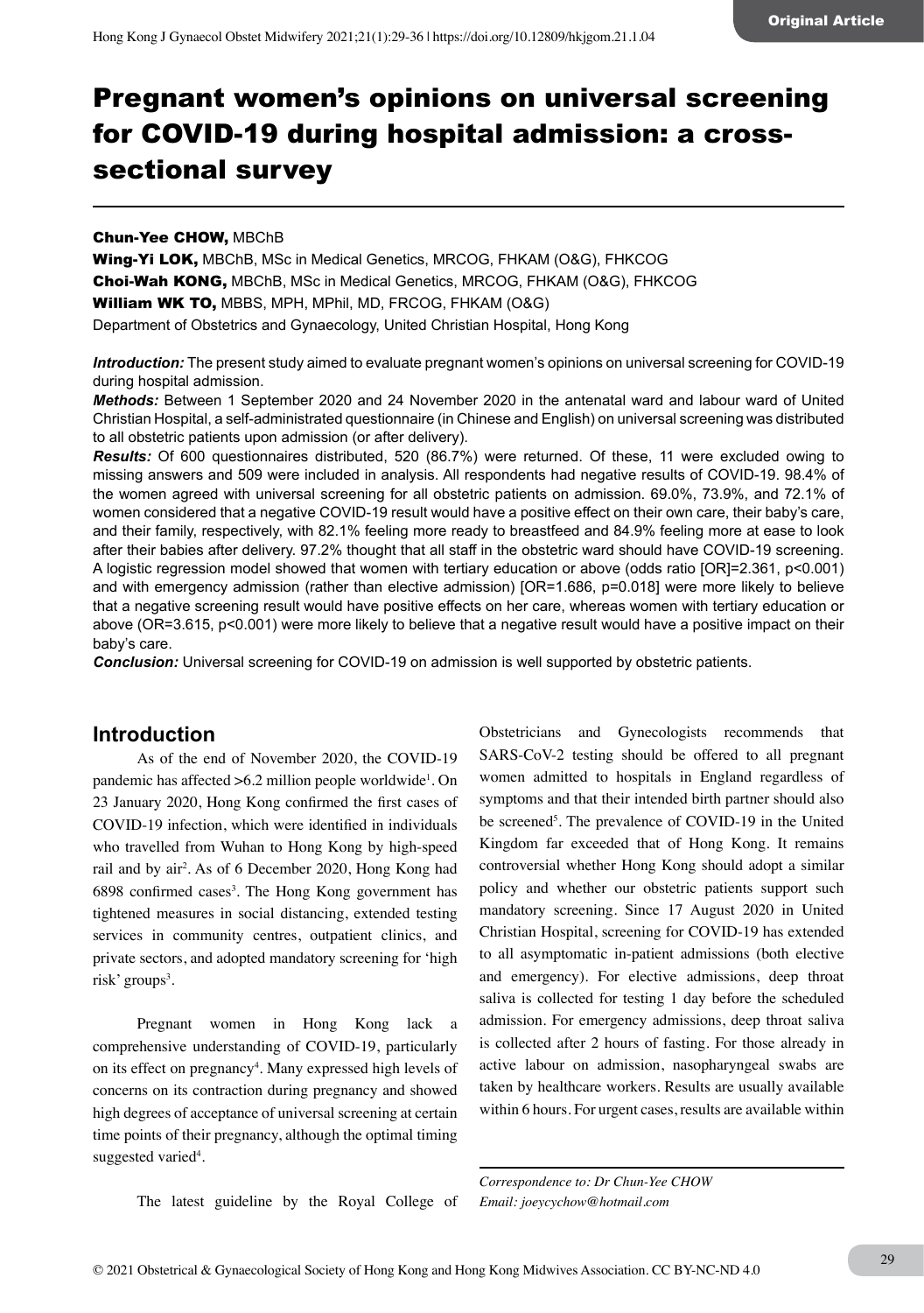# Pregnant women's opinions on universal screening for COVID-19 during hospital admission: a cross-sectional survey

**Chun-Yee CHOW,** MBChB
**Wing-Yi LOK,** MBChB, MSc in Medical Genetics, MRCOG, FHKAM (O&G), FHKCOG
**Choi-Wah KONG,** MBChB, MSc in Medical Genetics, MRCOG, FHKAM (O&G), FHKCOG
**William WK TO,** MBBS, MPH, MPhil, MD, FRCOG, FHKAM (O&G)
Department of Obstetrics and Gynaecology, United Christian Hospital, Hong Kong

***Introduction:*** The present study aimed to evaluate pregnant women's opinions on universal screening for COVID-19 during hospital admission.

***Methods:*** Between 1 September 2020 and 24 November 2020 in the antenatal ward and labour ward of United Christian Hospital, a self-administrated questionnaire (in Chinese and English) on universal screening was distributed to all obstetric patients upon admission (or after delivery).

***Results:*** Of 600 questionnaires distributed, 520 (86.7%) were returned. Of these, 11 were excluded owing to missing answers and 509 were included in analysis. All respondents had negative results of COVID-19. 98.4% of the women agreed with universal screening for all obstetric patients on admission. 69.0%, 73.9%, and 72.1% of women considered that a negative COVID-19 result would have a positive effect on their own care, their baby's care, and their family, respectively, with 82.1% feeling more ready to breastfeed and 84.9% feeling more at ease to look after their babies after delivery. 97.2% thought that all staff in the obstetric ward should have COVID-19 screening. A logistic regression model showed that women with tertiary education or above (odds ratio [OR]=2.361, p<0.001) and with emergency admission (rather than elective admission) [OR=1.686, p=0.018] were more likely to believe that a negative screening result would have positive effects on her care, whereas women with tertiary education or above (OR=3.615, p<0.001) were more likely to believe that a negative result would have a positive impact on their baby's care.

***Conclusion:*** Universal screening for COVID-19 on admission is well supported by obstetric patients.

## Introduction

As of the end of November 2020, the COVID-19 pandemic has affected >6.2 million people worldwide[1]. On 23 January 2020, Hong Kong confirmed the first cases of COVID-19 infection, which were identified in individuals who travelled from Wuhan to Hong Kong by high-speed rail and by air[2]. As of 6 December 2020, Hong Kong had 6898 confirmed cases[3]. The Hong Kong government has tightened measures in social distancing, extended testing services in community centres, outpatient clinics, and private sectors, and adopted mandatory screening for 'high risk' groups[3].

Pregnant women in Hong Kong lack a comprehensive understanding of COVID-19, particularly on its effect on pregnancy[4]. Many expressed high levels of concerns on its contraction during pregnancy and showed high degrees of acceptance of universal screening at certain time points of their pregnancy, although the optimal timing suggested varied[4].

The latest guideline by the Royal College of Obstetricians and Gynecologists recommends that SARS-CoV-2 testing should be offered to all pregnant women admitted to hospitals in England regardless of symptoms and that their intended birth partner should also be screened[5]. The prevalence of COVID-19 in the United Kingdom far exceeded that of Hong Kong. It remains controversial whether Hong Kong should adopt a similar policy and whether our obstetric patients support such mandatory screening. Since 17 August 2020 in United Christian Hospital, screening for COVID-19 has extended to all asymptomatic in-patient admissions (both elective and emergency). For elective admissions, deep throat saliva is collected for testing 1 day before the scheduled admission. For emergency admissions, deep throat saliva is collected after 2 hours of fasting. For those already in active labour on admission, nasopharyngeal swabs are taken by healthcare workers. Results are usually available within 6 hours. For urgent cases, results are available within

*Correspondence to: Dr Chun-Yee CHOW*
*Email: joeycychow@hotmail.com*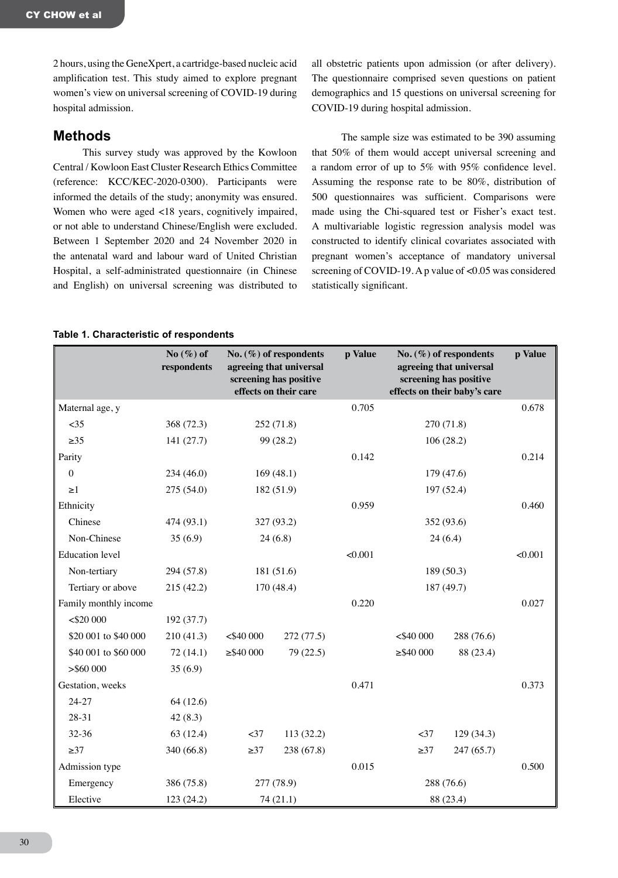2 hours, using the GeneXpert, a cartridge-based nucleic acid amplification test. This study aimed to explore pregnant women's view on universal screening of COVID-19 during hospital admission.

## Methods

This survey study was approved by the Kowloon Central / Kowloon East Cluster Research Ethics Committee (reference: KCC/KEC-2020-0300). Participants were informed the details of the study; anonymity was ensured. Women who were aged <18 years, cognitively impaired, or not able to understand Chinese/English were excluded. Between 1 September 2020 and 24 November 2020 in the antenatal ward and labour ward of United Christian Hospital, a self-administrated questionnaire (in Chinese and English) on universal screening was distributed to all obstetric patients upon admission (or after delivery). The questionnaire comprised seven questions on patient demographics and 15 questions on universal screening for COVID-19 during hospital admission.

The sample size was estimated to be 390 assuming that 50% of them would accept universal screening and a random error of up to 5% with 95% confidence level. Assuming the response rate to be 80%, distribution of 500 questionnaires was sufficient. Comparisons were made using the Chi-squared test or Fisher's exact test. A multivariable logistic regression analysis model was constructed to identify clinical covariates associated with pregnant women's acceptance of mandatory universal screening of COVID-19. A p value of <0.05 was considered statistically significant.

**Table 1. Characteristic of respondents**

| | No (%) of respondents | No. (%) of respondents agreeing that universal screening has positive effects on their care | | p Value | No. (%) of respondents agreeing that universal screening has positive effects on their baby's care | | p Value |
|---|---|---|---|---|---|---|---|
| Maternal age, y | | | | 0.705 | | | 0.678 |
| <35 | 368 (72.3) | 252 (71.8) | | | 270 (71.8) | | |
| ≥35 | 141 (27.7) | 99 (28.2) | | | 106 (28.2) | | |
| Parity | | | | 0.142 | | | 0.214 |
| 0 | 234 (46.0) | 169 (48.1) | | | 179 (47.6) | | |
| ≥1 | 275 (54.0) | 182 (51.9) | | | 197 (52.4) | | |
| Ethnicity | | | | 0.959 | | | 0.460 |
| Chinese | 474 (93.1) | 327 (93.2) | | | 352 (93.6) | | |
| Non-Chinese | 35 (6.9) | 24 (6.8) | | | 24 (6.4) | | |
| Education level | | | | <0.001 | | | <0.001 |
| Non-tertiary | 294 (57.8) | 181 (51.6) | | | 189 (50.3) | | |
| Tertiary or above | 215 (42.2) | 170 (48.4) | | | 187 (49.7) | | |
| Family monthly income | | | | 0.220 | | | 0.027 |
| <$20 000 | 192 (37.7) | | | | | | |
| $20 001 to $40 000 | 210 (41.3) | <$40 000 | 272 (77.5) | | <$40 000 | 288 (76.6) | |
| $40 001 to $60 000 | 72 (14.1) | ≥$40 000 | 79 (22.5) | | ≥$40 000 | 88 (23.4) | |
| >$60 000 | 35 (6.9) | | | | | | |
| Gestation, weeks | | | | 0.471 | | | 0.373 |
| 24-27 | 64 (12.6) | | | | | | |
| 28-31 | 42 (8.3) | | | | | | |
| 32-36 | 63 (12.4) | <37 | 113 (32.2) | | <37 | 129 (34.3) | |
| ≥37 | 340 (66.8) | ≥37 | 238 (67.8) | | ≥37 | 247 (65.7) | |
| Admission type | | | | 0.015 | | | 0.500 |
| Emergency | 386 (75.8) | 277 (78.9) | | | 288 (76.6) | | |
| Elective | 123 (24.2) | 74 (21.1) | | | 88 (23.4) | | |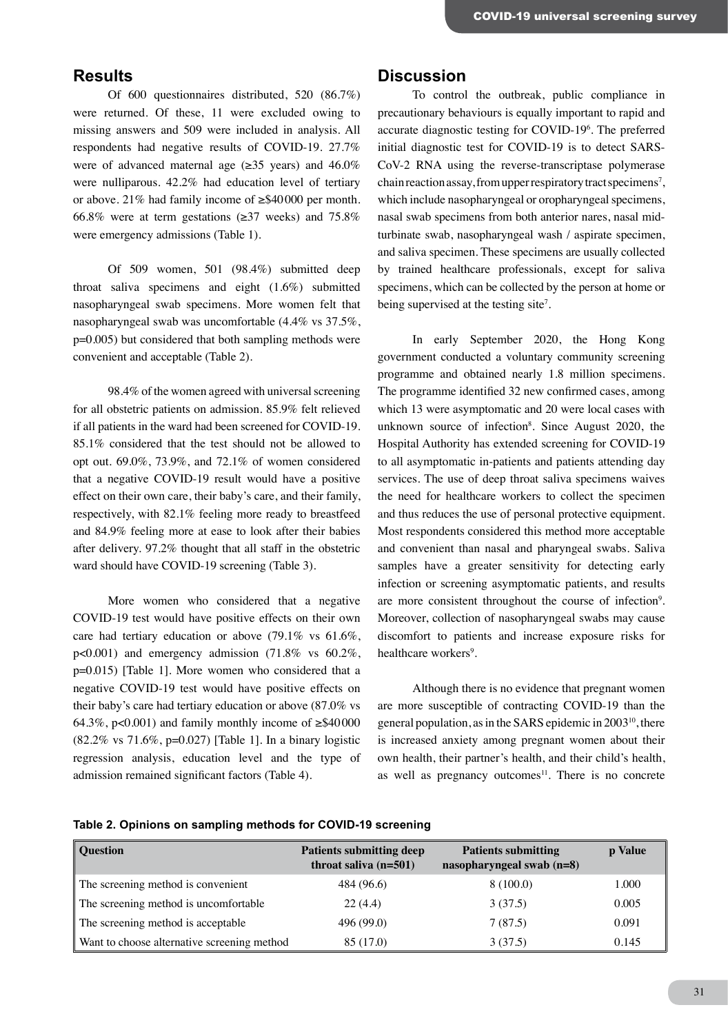## Results

Of 600 questionnaires distributed, 520 (86.7%) were returned. Of these, 11 were excluded owing to missing answers and 509 were included in analysis. All respondents had negative results of COVID-19. 27.7% were of advanced maternal age (≥35 years) and 46.0% were nulliparous. 42.2% had education level of tertiary or above. 21% had family income of ≥$40 000 per month. 66.8% were at term gestations (≥37 weeks) and 75.8% were emergency admissions (Table 1).

Of 509 women, 501 (98.4%) submitted deep throat saliva specimens and eight (1.6%) submitted nasopharyngeal swab specimens. More women felt that nasopharyngeal swab was uncomfortable (4.4% vs 37.5%, p=0.005) but considered that both sampling methods were convenient and acceptable (Table 2).

98.4% of the women agreed with universal screening for all obstetric patients on admission. 85.9% felt relieved if all patients in the ward had been screened for COVID-19. 85.1% considered that the test should not be allowed to opt out. 69.0%, 73.9%, and 72.1% of women considered that a negative COVID-19 result would have a positive effect on their own care, their baby's care, and their family, respectively, with 82.1% feeling more ready to breastfeed and 84.9% feeling more at ease to look after their babies after delivery. 97.2% thought that all staff in the obstetric ward should have COVID-19 screening (Table 3).

More women who considered that a negative COVID-19 test would have positive effects on their own care had tertiary education or above (79.1% vs 61.6%, p<0.001) and emergency admission (71.8% vs 60.2%, p=0.015) [Table 1]. More women who considered that a negative COVID-19 test would have positive effects on their baby's care had tertiary education or above (87.0% vs 64.3%, p<0.001) and family monthly income of ≥$40 000 (82.2% vs 71.6%, p=0.027) [Table 1]. In a binary logistic regression analysis, education level and the type of admission remained significant factors (Table 4).

## Discussion

To control the outbreak, public compliance in precautionary behaviours is equally important to rapid and accurate diagnostic testing for COVID-19[6]. The preferred initial diagnostic test for COVID-19 is to detect SARS-CoV-2 RNA using the reverse-transcriptase polymerase chain reaction assay, from upper respiratory tract specimens[7], which include nasopharyngeal or oropharyngeal specimens, nasal swab specimens from both anterior nares, nasal mid-turbinate swab, nasopharyngeal wash / aspirate specimen, and saliva specimen. These specimens are usually collected by trained healthcare professionals, except for saliva specimens, which can be collected by the person at home or being supervised at the testing site[7].

In early September 2020, the Hong Kong government conducted a voluntary community screening programme and obtained nearly 1.8 million specimens. The programme identified 32 new confirmed cases, among which 13 were asymptomatic and 20 were local cases with unknown source of infection[8]. Since August 2020, the Hospital Authority has extended screening for COVID-19 to all asymptomatic in-patients and patients attending day services. The use of deep throat saliva specimens waives the need for healthcare workers to collect the specimen and thus reduces the use of personal protective equipment. Most respondents considered this method more acceptable and convenient than nasal and pharyngeal swabs. Saliva samples have a greater sensitivity for detecting early infection or screening asymptomatic patients, and results are more consistent throughout the course of infection[9]. Moreover, collection of nasopharyngeal swabs may cause discomfort to patients and increase exposure risks for healthcare workers[9].

Although there is no evidence that pregnant women are more susceptible of contracting COVID-19 than the general population, as in the SARS epidemic in 2003[10], there is increased anxiety among pregnant women about their own health, their partner's health, and their child's health, as well as pregnancy outcomes[11]. There is no concrete

**Table 2. Opinions on sampling methods for COVID-19 screening**

| Question | Patients submitting deep throat saliva (n=501) | Patients submitting nasopharyngeal swab (n=8) | p Value |
|---|---|---|---|
| The screening method is convenient | 484 (96.6) | 8 (100.0) | 1.000 |
| The screening method is uncomfortable | 22 (4.4) | 3 (37.5) | 0.005 |
| The screening method is acceptable | 496 (99.0) | 7 (87.5) | 0.091 |
| Want to choose alternative screening method | 85 (17.0) | 3 (37.5) | 0.145 |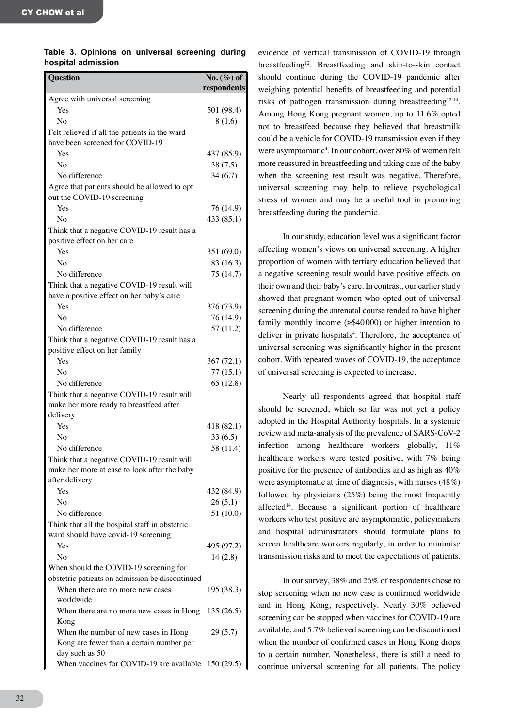**Table 3. Opinions on universal screening during hospital admission**

| Question | No. (%) of respondents |
|---|---|
| Agree with universal screening | |
| Yes | 501 (98.4) |
| No | 8 (1.6) |
| Felt relieved if all the patients in the ward have been screened for COVID-19 | |
| Yes | 437 (85.9) |
| No | 38 (7.5) |
| No difference | 34 (6.7) |
| Agree that patients should be allowed to opt out the COVID-19 screening | |
| Yes | 76 (14.9) |
| No | 433 (85.1) |
| Think that a negative COVID-19 result has a positive effect on her care | |
| Yes | 351 (69.0) |
| No | 83 (16.3) |
| No difference | 75 (14.7) |
| Think that a negative COVID-19 result will have a positive effect on her baby's care | |
| Yes | 376 (73.9) |
| No | 76 (14.9) |
| No difference | 57 (11.2) |
| Think that a negative COVID-19 result has a positive effect on her family | |
| Yes | 367 (72.1) |
| No | 77 (15.1) |
| No difference | 65 (12.8) |
| Think that a negative COVID-19 result will make her more ready to breastfeed after delivery | |
| Yes | 418 (82.1) |
| No | 33 (6.5) |
| No difference | 58 (11.4) |
| Think that a negative COVID-19 result will make her more at ease to look after the baby after delivery | |
| Yes | 432 (84.9) |
| No | 26 (5.1) |
| No difference | 51 (10.0) |
| Think that all the hospital staff in obstetric ward should have covid-19 screening | |
| Yes | 495 (97.2) |
| No | 14 (2.8) |
| When should the COVID-19 screening for obstetric patients on admission be discontinued | |
| When there are no more new cases worldwide | 195 (38.3) |
| When there are no more new cases in Hong Kong | 135 (26.5) |
| When the number of new cases in Hong Kong are fewer than a certain number per day such as 50 | 29 (5.7) |
| When vaccines for COVID-19 are available | 150 (29.5) |

evidence of vertical transmission of COVID-19 through breastfeeding[12]. Breastfeeding and skin-to-skin contact should continue during the COVID-19 pandemic after weighing potential benefits of breastfeeding and potential risks of pathogen transmission during breastfeeding[12-14]. Among Hong Kong pregnant women, up to 11.6% opted not to breastfeed because they believed that breastmilk could be a vehicle for COVID-19 transmission even if they were asymptomatic[4]. In our cohort, over 80% of women felt more reassured in breastfeeding and taking care of the baby when the screening test result was negative. Therefore, universal screening may help to relieve psychological stress of women and may be a useful tool in promoting breastfeeding during the pandemic.

In our study, education level was a significant factor affecting women's views on universal screening. A higher proportion of women with tertiary education believed that a negative screening result would have positive effects on their own and their baby's care. In contrast, our earlier study showed that pregnant women who opted out of universal screening during the antenatal course tended to have higher family monthly income (≥$40 000) or higher intention to deliver in private hospitals[4]. Therefore, the acceptance of universal screening was significantly higher in the present cohort. With repeated waves of COVID-19, the acceptance of universal screening is expected to increase.

Nearly all respondents agreed that hospital staff should be screened, which so far was not yet a policy adopted in the Hospital Authority hospitals. In a systemic review and meta-analysis of the prevalence of SARS-CoV-2 infection among healthcare workers globally, 11% healthcare workers were tested positive, with 7% being positive for the presence of antibodies and as high as 40% were asymptomatic at time of diagnosis, with nurses (48%) followed by physicians (25%) being the most frequently affected[14]. Because a significant portion of healthcare workers who test positive are asymptomatic, policymakers and hospital administrators should formulate plans to screen healthcare workers regularly, in order to minimise transmission risks and to meet the expectations of patients.

In our survey, 38% and 26% of respondents chose to stop screening when no new case is confirmed worldwide and in Hong Kong, respectively. Nearly 30% believed screening can be stopped when vaccines for COVID-19 are available, and 5.7% believed screening can be discontinued when the number of confirmed cases in Hong Kong drops to a certain number. Nonetheless, there is still a need to continue universal screening for all patients. The policy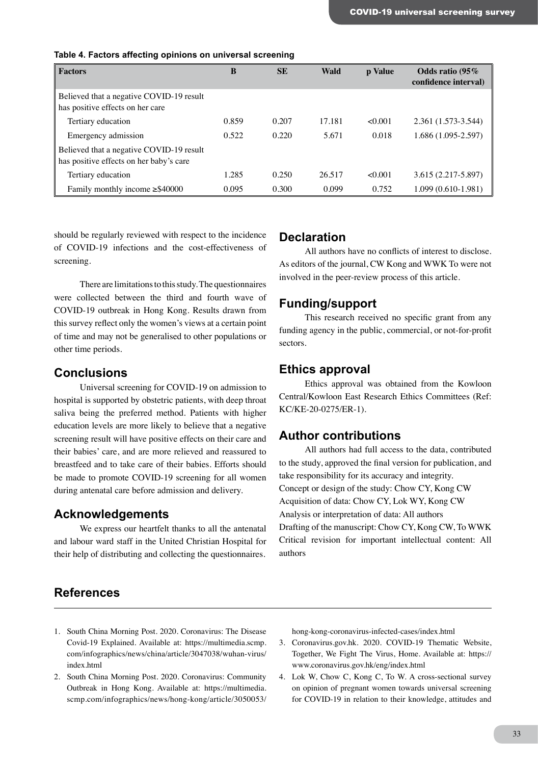**Table 4. Factors affecting opinions on universal screening**

| Factors | B | SE | Wald | p Value | Odds ratio (95% confidence interval) |
|---|---|---|---|---|---|
| Believed that a negative COVID-19 result has positive effects on her care | | | | | |
| Tertiary education | 0.859 | 0.207 | 17.181 | <0.001 | 2.361 (1.573-3.544) |
| Emergency admission | 0.522 | 0.220 | 5.671 | 0.018 | 1.686 (1.095-2.597) |
| Believed that a negative COVID-19 result has positive effects on her baby's care | | | | | |
| Tertiary education | 1.285 | 0.250 | 26.517 | <0.001 | 3.615 (2.217-5.897) |
| Family monthly income ≥$40000 | 0.095 | 0.300 | 0.099 | 0.752 | 1.099 (0.610-1.981) |

should be regularly reviewed with respect to the incidence of COVID-19 infections and the cost-effectiveness of screening.

There are limitations to this study. The questionnaires were collected between the third and fourth wave of COVID-19 outbreak in Hong Kong. Results drawn from this survey reflect only the women's views at a certain point of time and may not be generalised to other populations or other time periods.

## Conclusions

Universal screening for COVID-19 on admission to hospital is supported by obstetric patients, with deep throat saliva being the preferred method. Patients with higher education levels are more likely to believe that a negative screening result will have positive effects on their care and their babies' care, and are more relieved and reassured to breastfeed and to take care of their babies. Efforts should be made to promote COVID-19 screening for all women during antenatal care before admission and delivery.

## Acknowledgements

We express our heartfelt thanks to all the antenatal and labour ward staff in the United Christian Hospital for their help of distributing and collecting the questionnaires.

## Declaration

All authors have no conflicts of interest to disclose. As editors of the journal, CW Kong and WWK To were not involved in the peer-review process of this article.

## Funding/support

This research received no specific grant from any funding agency in the public, commercial, or not-for-profit sectors.

## Ethics approval

Ethics approval was obtained from the Kowloon Central/Kowloon East Research Ethics Committees (Ref: KC/KE-20-0275/ER-1).

## Author contributions

All authors had full access to the data, contributed to the study, approved the final version for publication, and take responsibility for its accuracy and integrity.

Concept or design of the study: Chow CY, Kong CW

Acquisition of data: Chow CY, Lok WY, Kong CW

Analysis or interpretation of data: All authors

Drafting of the manuscript: Chow CY, Kong CW, To WWK

Critical revision for important intellectual content: All authors

## References

1. South China Morning Post. 2020. Coronavirus: The Disease Covid-19 Explained. Available at: https://multimedia.scmp.com/infographics/news/china/article/3047038/wuhan-virus/index.html
2. South China Morning Post. 2020. Coronavirus: Community Outbreak in Hong Kong. Available at: https://multimedia.scmp.com/infographics/news/hong-kong/article/3050053/hong-kong-coronavirus-infected-cases/index.html
3. Coronavirus.gov.hk. 2020. COVID-19 Thematic Website, Together, We Fight The Virus, Home. Available at: https://www.coronavirus.gov.hk/eng/index.html
4. Lok W, Chow C, Kong C, To W. A cross-sectional survey on opinion of pregnant women towards universal screening for COVID-19 in relation to their knowledge, attitudes and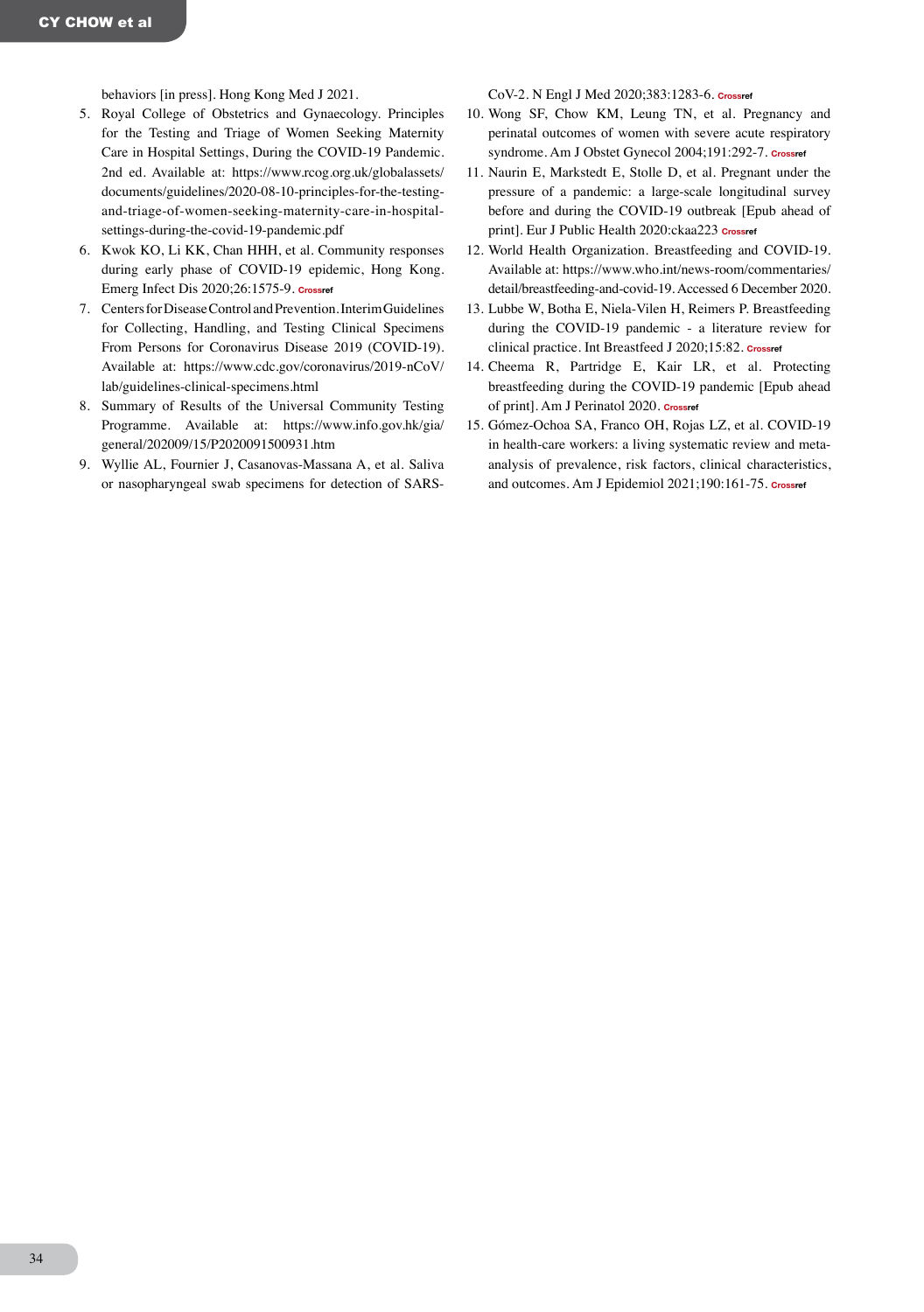behaviors [in press]. Hong Kong Med J 2021.

5. Royal College of Obstetrics and Gynaecology. Principles for the Testing and Triage of Women Seeking Maternity Care in Hospital Settings, During the COVID-19 Pandemic. 2nd ed. Available at: https://www.rcog.org.uk/globalassets/documents/guidelines/2020-08-10-principles-for-the-testing-and-triage-of-women-seeking-maternity-care-in-hospital-settings-during-the-covid-19-pandemic.pdf
6. Kwok KO, Li KK, Chan HHH, et al. Community responses during early phase of COVID-19 epidemic, Hong Kong. Emerg Infect Dis 2020;26:1575-9. Crossref
7. Centers for Disease Control and Prevention. Interim Guidelines for Collecting, Handling, and Testing Clinical Specimens From Persons for Coronavirus Disease 2019 (COVID-19). Available at: https://www.cdc.gov/coronavirus/2019-nCoV/lab/guidelines-clinical-specimens.html
8. Summary of Results of the Universal Community Testing Programme. Available at: https://www.info.gov.hk/gia/general/202009/15/P2020091500931.htm
9. Wyllie AL, Fournier J, Casanovas-Massana A, et al. Saliva or nasopharyngeal swab specimens for detection of SARS-CoV-2. N Engl J Med 2020;383:1283-6. Crossref
10. Wong SF, Chow KM, Leung TN, et al. Pregnancy and perinatal outcomes of women with severe acute respiratory syndrome. Am J Obstet Gynecol 2004;191:292-7. Crossref
11. Naurin E, Markstedt E, Stolle D, et al. Pregnant under the pressure of a pandemic: a large-scale longitudinal survey before and during the COVID-19 outbreak [Epub ahead of print]. Eur J Public Health 2020:ckaa223 Crossref
12. World Health Organization. Breastfeeding and COVID-19. Available at: https://www.who.int/news-room/commentaries/detail/breastfeeding-and-covid-19. Accessed 6 December 2020.
13. Lubbe W, Botha E, Niela-Vilen H, Reimers P. Breastfeeding during the COVID-19 pandemic - a literature review for clinical practice. Int Breastfeed J 2020;15:82. Crossref
14. Cheema R, Partridge E, Kair LR, et al. Protecting breastfeeding during the COVID-19 pandemic [Epub ahead of print]. Am J Perinatol 2020. Crossref
15. Gómez-Ochoa SA, Franco OH, Rojas LZ, et al. COVID-19 in health-care workers: a living systematic review and meta-analysis of prevalence, risk factors, clinical characteristics, and outcomes. Am J Epidemiol 2021;190:161-75. Crossref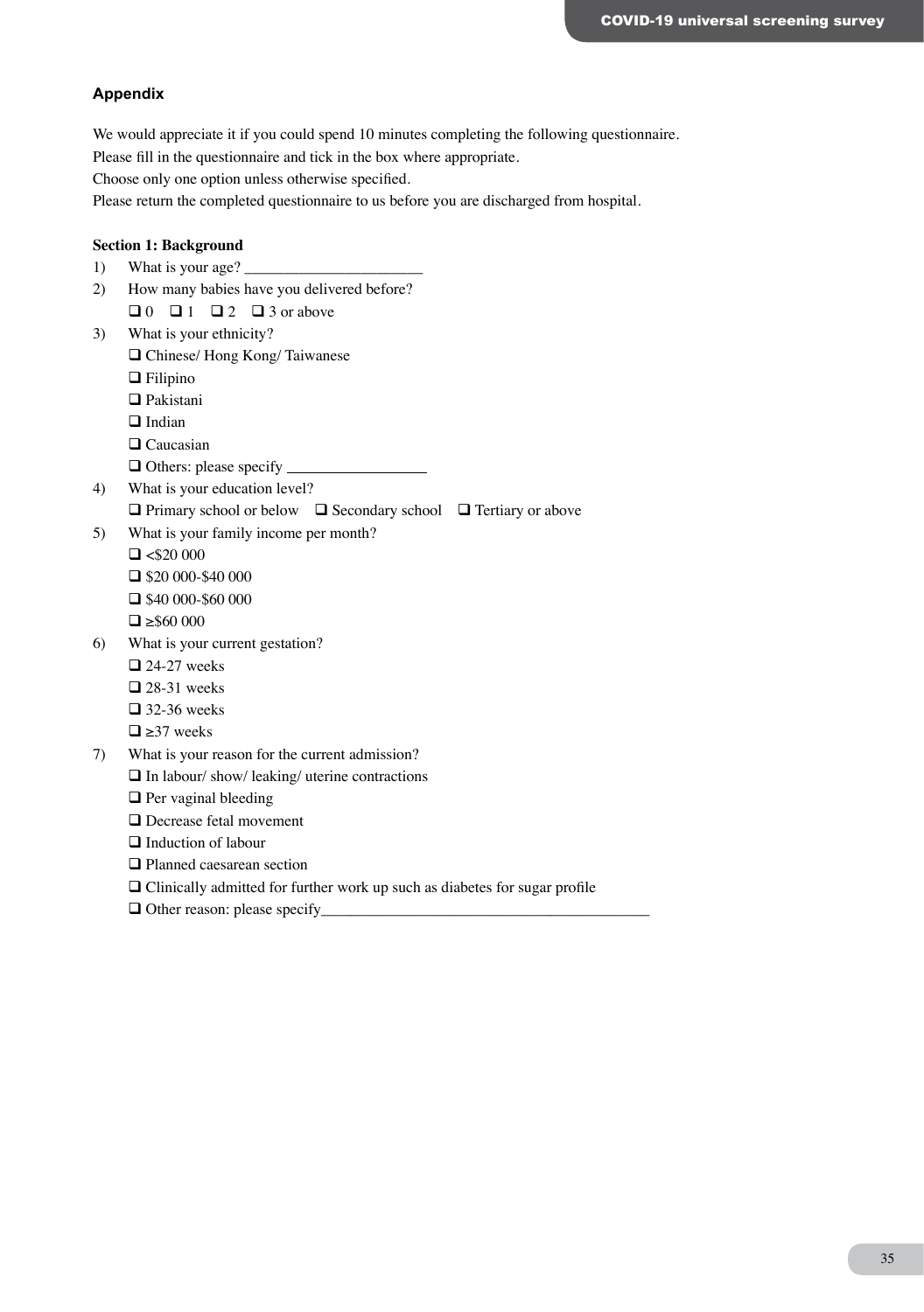## Appendix

We would appreciate it if you could spend 10 minutes completing the following questionnaire.
Please fill in the questionnaire and tick in the box where appropriate.
Choose only one option unless otherwise specified.
Please return the completed questionnaire to us before you are discharged from hospital.

**Section 1: Background**

1) What is your age? _______________________
2) How many babies have you delivered before?
   ❑ 0 ❑ 1 ❑ 2 ❑ 3 or above
3) What is your ethnicity?
   ❑ Chinese/ Hong Kong/ Taiwanese
   ❑ Filipino
   ❑ Pakistani
   ❑ Indian
   ❑ Caucasian
   ❑ Others: please specify __________________
4) What is your education level?
   ❑ Primary school or below ❑ Secondary school ❑ Tertiary or above
5) What is your family income per month?
   ❑ <$20 000
   ❑ $20 000-$40 000
   ❑ $40 000-$60 000
   ❑ ≥$60 000
6) What is your current gestation?
   ❑ 24-27 weeks
   ❑ 28-31 weeks
   ❑ 32-36 weeks
   ❑ ≥37 weeks
7) What is your reason for the current admission?
   ❑ In labour/ show/ leaking/ uterine contractions
   ❑ Per vaginal bleeding
   ❑ Decrease fetal movement
   ❑ Induction of labour
   ❑ Planned caesarean section
   ❑ Clinically admitted for further work up such as diabetes for sugar profile
   ❑ Other reason: please specify___________________________________________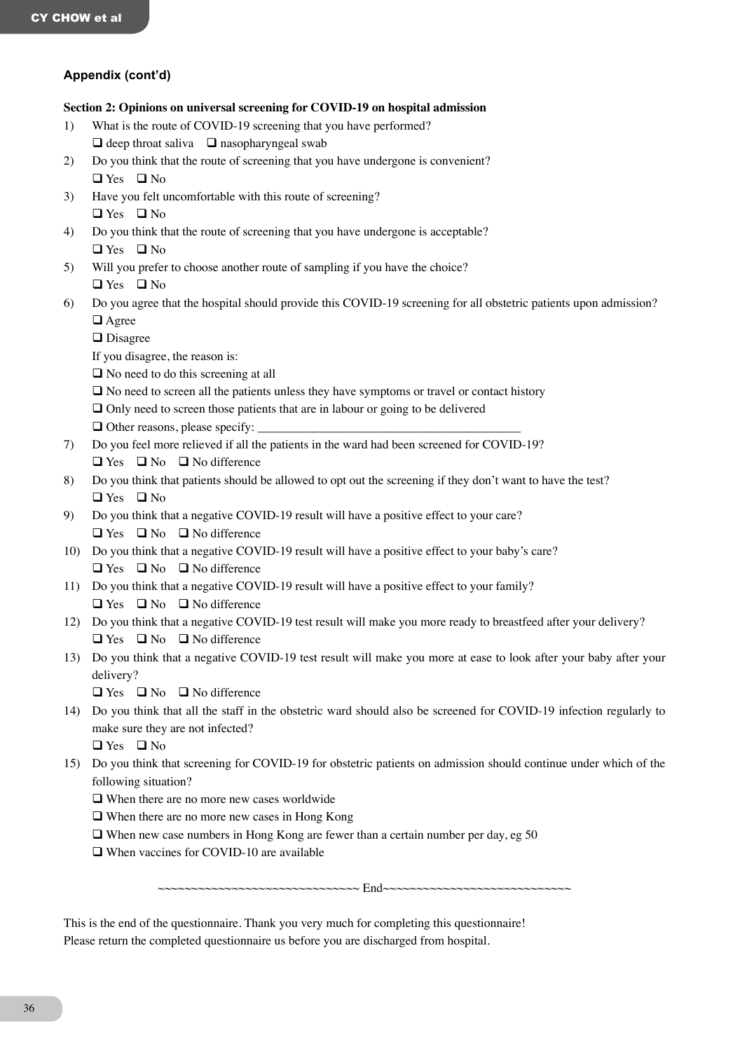**Appendix (cont'd)**

**Section 2: Opinions on universal screening for COVID-19 on hospital admission**

1) What is the route of COVID-19 screening that you have performed?
   ❑ deep throat saliva ❑ nasopharyngeal swab
2) Do you think that the route of screening that you have undergone is convenient?
   ❑ Yes ❑ No
3) Have you felt uncomfortable with this route of screening?
   ❑ Yes ❑ No
4) Do you think that the route of screening that you have undergone is acceptable?
   ❑ Yes ❑ No
5) Will you prefer to choose another route of sampling if you have the choice?
   ❑ Yes ❑ No
6) Do you agree that the hospital should provide this COVID-19 screening for all obstetric patients upon admission?
   ❑ Agree
   ❑ Disagree
   If you disagree, the reason is:
   ❑ No need to do this screening at all
   ❑ No need to screen all the patients unless they have symptoms or travel or contact history
   ❑ Only need to screen those patients that are in labour or going to be delivered
   ❑ Other reasons, please specify: ________________________________________
7) Do you feel more relieved if all the patients in the ward had been screened for COVID-19?
   ❑ Yes ❑ No ❑ No difference
8) Do you think that patients should be allowed to opt out the screening if they don't want to have the test?
   ❑ Yes ❑ No
9) Do you think that a negative COVID-19 result will have a positive effect to your care?
   ❑ Yes ❑ No ❑ No difference
10) Do you think that a negative COVID-19 result will have a positive effect to your baby's care?
    ❑ Yes ❑ No ❑ No difference
11) Do you think that a negative COVID-19 result will have a positive effect to your family?
    ❑ Yes ❑ No ❑ No difference
12) Do you think that a negative COVID-19 test result will make you more ready to breastfeed after your delivery?
    ❑ Yes ❑ No ❑ No difference
13) Do you think that a negative COVID-19 test result will make you more at ease to look after your baby after your delivery?
    ❑ Yes ❑ No ❑ No difference
14) Do you think that all the staff in the obstetric ward should also be screened for COVID-19 infection regularly to make sure they are not infected?
    ❑ Yes ❑ No
15) Do you think that screening for COVID-19 for obstetric patients on admission should continue under which of the following situation?
    ❑ When there are no more new cases worldwide
    ❑ When there are no more new cases in Hong Kong
    ❑ When new case numbers in Hong Kong are fewer than a certain number per day, eg 50
    ❑ When vaccines for COVID-10 are available

~~~~~~~~~~~~~~~~~~~~~~~~~~~~~~~ End~~~~~~~~~~~~~~~~~~~~~~~~~~~~~

This is the end of the questionnaire. Thank you very much for completing this questionnaire!
Please return the completed questionnaire us before you are discharged from hospital.